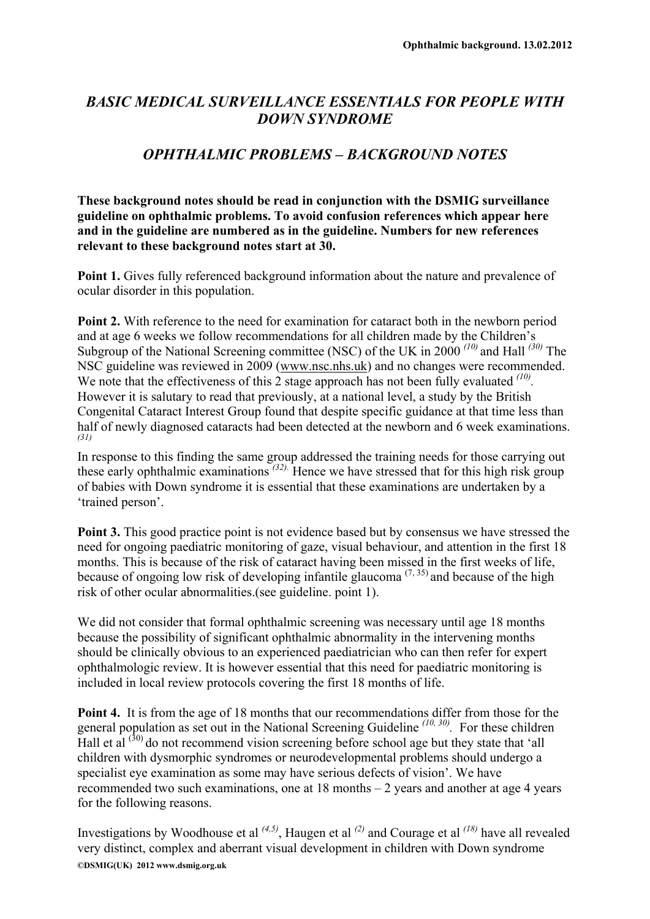# *BASIC MEDICAL SURVEILLANCE ESSENTIALS FOR PEOPLE WITH DOWN SYNDROME*

## *OPHTHALMIC PROBLEMS – BACKGROUND NOTES*

**These background notes should be read in conjunction with the DSMIG surveillance guideline on ophthalmic problems. To avoid confusion references which appear here and in the guideline are numbered as in the guideline. Numbers for new references relevant to these background notes start at 30.**

**Point 1.** Gives fully referenced background information about the nature and prevalence of ocular disorder in this population.

**Point 2.** With reference to the need for examination for cataract both in the newborn period and at age 6 weeks we follow recommendations for all children made by the Children's Subgroup of the National Screening committee (NSC) of the UK in 2000 [10] and Hall [30] The NSC guideline was reviewed in 2009 (www.nsc.nhs.uk) and no changes were recommended. We note that the effectiveness of this 2 stage approach has not been fully evaluated [10]. However it is salutary to read that previously, at a national level, a study by the British Congenital Cataract Interest Group found that despite specific guidance at that time less than half of newly diagnosed cataracts had been detected at the newborn and 6 week examinations. [31]

In response to this finding the same group addressed the training needs for those carrying out these early ophthalmic examinations [32]. Hence we have stressed that for this high risk group of babies with Down syndrome it is essential that these examinations are undertaken by a 'trained person'.

**Point 3.** This good practice point is not evidence based but by consensus we have stressed the need for ongoing paediatric monitoring of gaze, visual behaviour, and attention in the first 18 months. This is because of the risk of cataract having been missed in the first weeks of life, because of ongoing low risk of developing infantile glaucoma [7, 35] and because of the high risk of other ocular abnormalities.(see guideline. point 1).

We did not consider that formal ophthalmic screening was necessary until age 18 months because the possibility of significant ophthalmic abnormality in the intervening months should be clinically obvious to an experienced paediatrician who can then refer for expert ophthalmologic review. It is however essential that this need for paediatric monitoring is included in local review protocols covering the first 18 months of life.

**Point 4.** It is from the age of 18 months that our recommendations differ from those for the general population as set out in the National Screening Guideline [10, 30]. For these children Hall et al [30] do not recommend vision screening before school age but they state that 'all children with dysmorphic syndromes or neurodevelopmental problems should undergo a specialist eye examination as some may have serious defects of vision'. We have recommended two such examinations, one at 18 months – 2 years and another at age 4 years for the following reasons.

Investigations by Woodhouse et al [4,5], Haugen et al [2] and Courage et al [18] have all revealed very distinct, complex and aberrant visual development in children with Down syndrome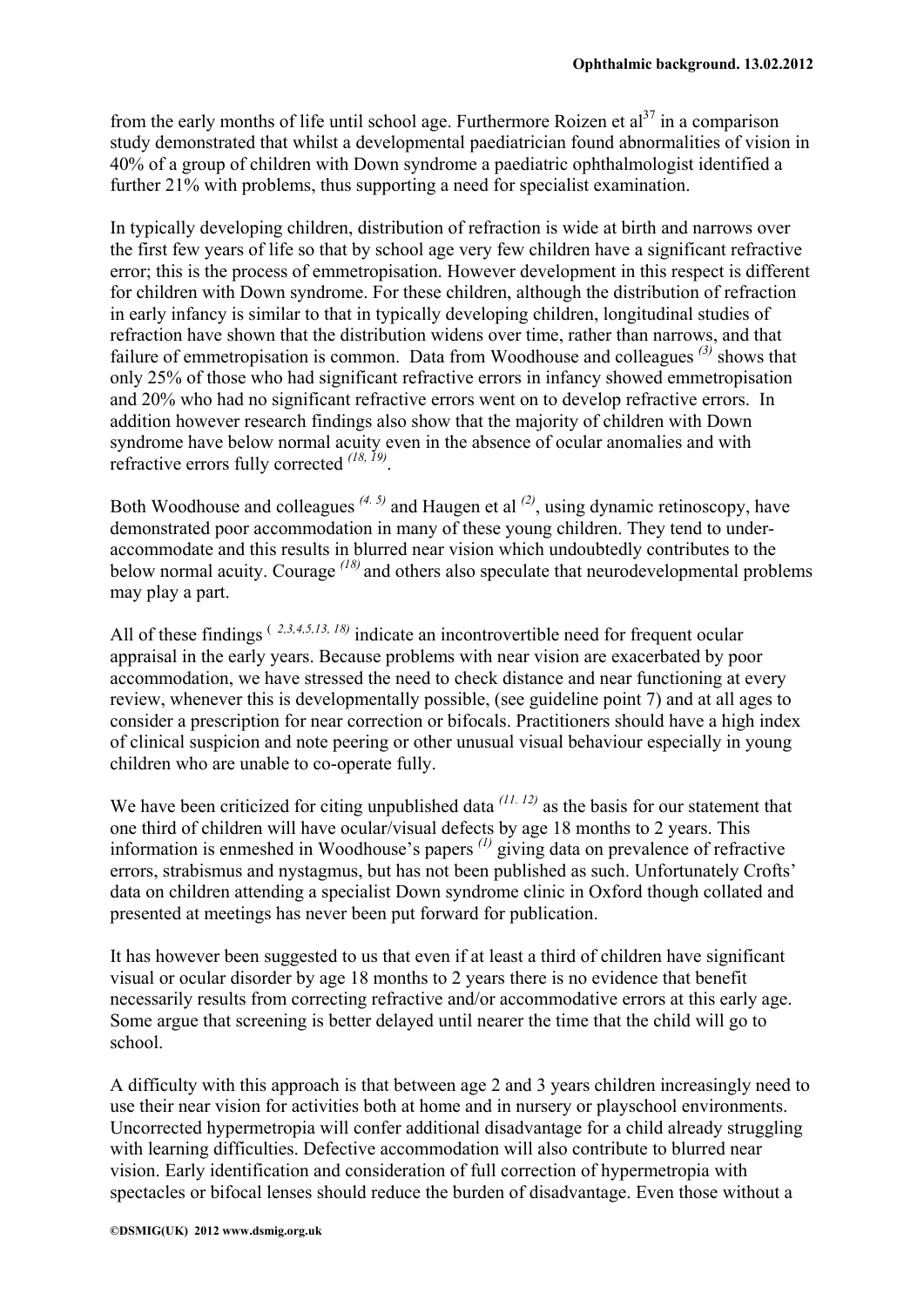from the early months of life until school age. Furthermore Roizen et al[37] in a comparison study demonstrated that whilst a developmental paediatrician found abnormalities of vision in 40% of a group of children with Down syndrome a paediatric ophthalmologist identified a further 21% with problems, thus supporting a need for specialist examination.

In typically developing children, distribution of refraction is wide at birth and narrows over the first few years of life so that by school age very few children have a significant refractive error; this is the process of emmetropisation. However development in this respect is different for children with Down syndrome. For these children, although the distribution of refraction in early infancy is similar to that in typically developing children, longitudinal studies of refraction have shown that the distribution widens over time, rather than narrows, and that failure of emmetropisation is common. Data from Woodhouse and colleagues [(3)] shows that only 25% of those who had significant refractive errors in infancy showed emmetropisation and 20% who had no significant refractive errors went on to develop refractive errors. In addition however research findings also show that the majority of children with Down syndrome have below normal acuity even in the absence of ocular anomalies and with refractive errors fully corrected [(18, 19)].

Both Woodhouse and colleagues [(4. 5)] and Haugen et al [(2)], using dynamic retinoscopy, have demonstrated poor accommodation in many of these young children. They tend to under-accommodate and this results in blurred near vision which undoubtedly contributes to the below normal acuity. Courage [(18)] and others also speculate that neurodevelopmental problems may play a part.

All of these findings [( 2,3,4,5,13, 18)] indicate an incontrovertible need for frequent ocular appraisal in the early years. Because problems with near vision are exacerbated by poor accommodation, we have stressed the need to check distance and near functioning at every review, whenever this is developmentally possible, (see guideline point 7) and at all ages to consider a prescription for near correction or bifocals. Practitioners should have a high index of clinical suspicion and note peering or other unusual visual behaviour especially in young children who are unable to co-operate fully.

We have been criticized for citing unpublished data [(11. 12)] as the basis for our statement that one third of children will have ocular/visual defects by age 18 months to 2 years. This information is enmeshed in Woodhouse's papers [(1)] giving data on prevalence of refractive errors, strabismus and nystagmus, but has not been published as such. Unfortunately Crofts' data on children attending a specialist Down syndrome clinic in Oxford though collated and presented at meetings has never been put forward for publication.

It has however been suggested to us that even if at least a third of children have significant visual or ocular disorder by age 18 months to 2 years there is no evidence that benefit necessarily results from correcting refractive and/or accommodative errors at this early age. Some argue that screening is better delayed until nearer the time that the child will go to school.

A difficulty with this approach is that between age 2 and 3 years children increasingly need to use their near vision for activities both at home and in nursery or playschool environments. Uncorrected hypermetropia will confer additional disadvantage for a child already struggling with learning difficulties. Defective accommodation will also contribute to blurred near vision. Early identification and consideration of full correction of hypermetropia with spectacles or bifocal lenses should reduce the burden of disadvantage. Even those without a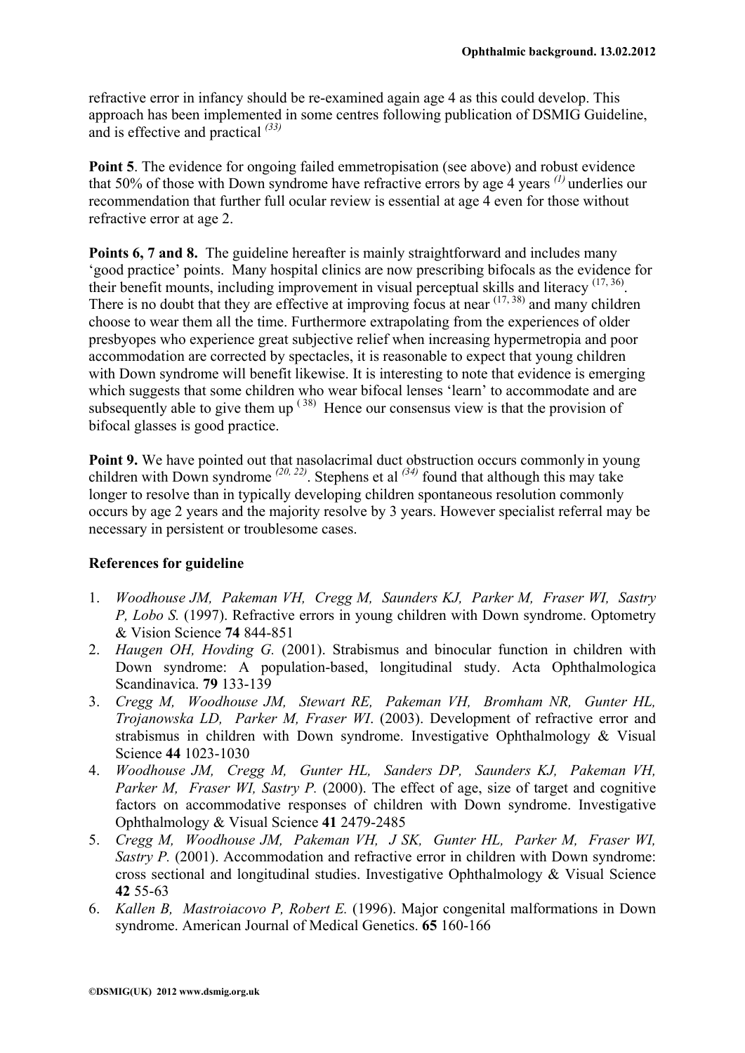refractive error in infancy should be re-examined again age 4 as this could develop. This approach has been implemented in some centres following publication of DSMIG Guideline, and is effective and practical [33]

**Point 5**. The evidence for ongoing failed emmetropisation (see above) and robust evidence that 50% of those with Down syndrome have refractive errors by age 4 years [1] underlies our recommendation that further full ocular review is essential at age 4 even for those without refractive error at age 2.

**Points 6, 7 and 8.** The guideline hereafter is mainly straightforward and includes many 'good practice' points. Many hospital clinics are now prescribing bifocals as the evidence for their benefit mounts, including improvement in visual perceptual skills and literacy [17, 36]. There is no doubt that they are effective at improving focus at near [17, 38] and many children choose to wear them all the time. Furthermore extrapolating from the experiences of older presbyopes who experience great subjective relief when increasing hypermetropia and poor accommodation are corrected by spectacles, it is reasonable to expect that young children with Down syndrome will benefit likewise. It is interesting to note that evidence is emerging which suggests that some children who wear bifocal lenses 'learn' to accommodate and are subsequently able to give them up [38] Hence our consensus view is that the provision of bifocal glasses is good practice.

**Point 9.** We have pointed out that nasolacrimal duct obstruction occurs commonly in young children with Down syndrome [20, 22]. Stephens et al [34] found that although this may take longer to resolve than in typically developing children spontaneous resolution commonly occurs by age 2 years and the majority resolve by 3 years. However specialist referral may be necessary in persistent or troublesome cases.

**References for guideline**

1. *Woodhouse JM, Pakeman VH, Cregg M, Saunders KJ, Parker M, Fraser WI, Sastry P, Lobo S.* (1997). Refractive errors in young children with Down syndrome. Optometry & Vision Science **74** 844-851
2. *Haugen OH, Hovding G.* (2001). Strabismus and binocular function in children with Down syndrome: A population-based, longitudinal study. Acta Ophthalmologica Scandinavica. **79** 133-139
3. *Cregg M, Woodhouse JM, Stewart RE, Pakeman VH, Bromham NR, Gunter HL, Trojanowska LD, Parker M, Fraser WI*. (2003). Development of refractive error and strabismus in children with Down syndrome. Investigative Ophthalmology & Visual Science **44** 1023-1030
4. *Woodhouse JM, Cregg M, Gunter HL, Sanders DP, Saunders KJ, Pakeman VH, Parker M, Fraser WI, Sastry P.* (2000). The effect of age, size of target and cognitive factors on accommodative responses of children with Down syndrome. Investigative Ophthalmology & Visual Science **41** 2479-2485
5. *Cregg M, Woodhouse JM, Pakeman VH, J SK, Gunter HL, Parker M, Fraser WI, Sastry P.* (2001). Accommodation and refractive error in children with Down syndrome: cross sectional and longitudinal studies. Investigative Ophthalmology & Visual Science **42** 55-63
6. *Kallen B, Mastroiacovo P, Robert E.* (1996). Major congenital malformations in Down syndrome. American Journal of Medical Genetics. **65** 160-166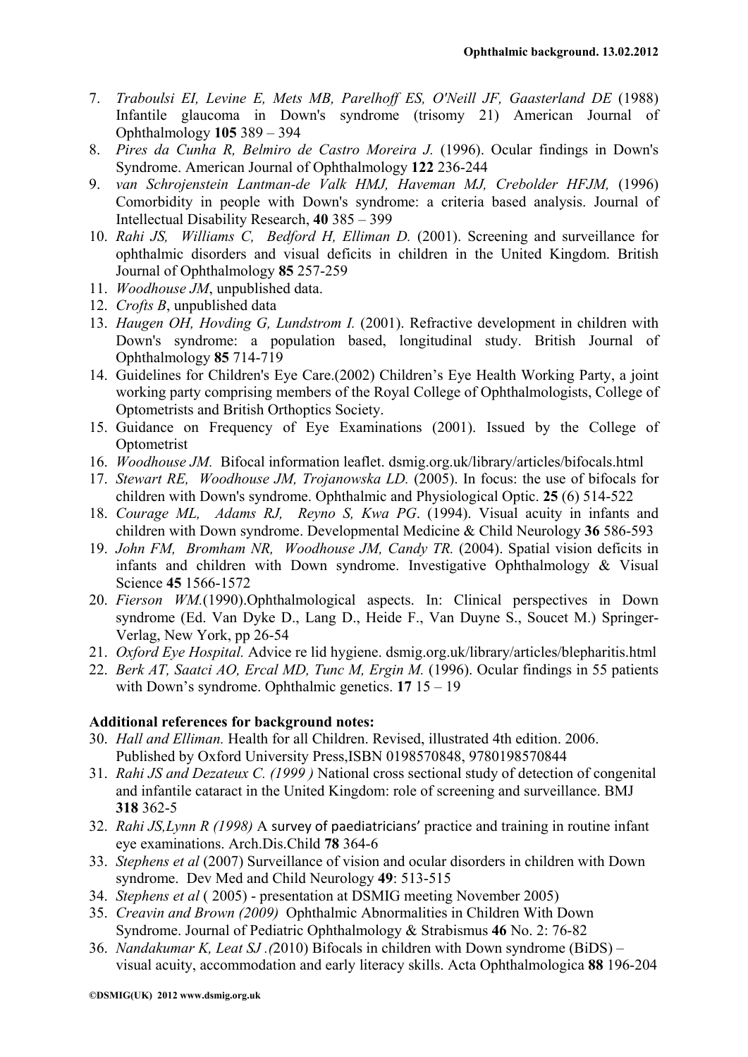7. *Traboulsi EI, Levine E, Mets MB, Parelhoff ES, O'Neill JF, Gaasterland DE* (1988) Infantile glaucoma in Down's syndrome (trisomy 21) American Journal of Ophthalmology **105** 389 – 394
8. *Pires da Cunha R, Belmiro de Castro Moreira J.* (1996). Ocular findings in Down's Syndrome. American Journal of Ophthalmology **122** 236-244
9. *van Schrojenstein Lantman-de Valk HMJ, Haveman MJ, Crebolder HFJM,* (1996) Comorbidity in people with Down's syndrome: a criteria based analysis. Journal of Intellectual Disability Research, **40** 385 – 399
10. *Rahi JS, Williams C, Bedford H, Elliman D.* (2001). Screening and surveillance for ophthalmic disorders and visual deficits in children in the United Kingdom. British Journal of Ophthalmology **85** 257-259
11. *Woodhouse JM*, unpublished data.
12. *Crofts B*, unpublished data
13. *Haugen OH, Hovding G, Lundstrom I.* (2001). Refractive development in children with Down's syndrome: a population based, longitudinal study. British Journal of Ophthalmology **85** 714-719
14. Guidelines for Children's Eye Care.(2002) Children's Eye Health Working Party, a joint working party comprising members of the Royal College of Ophthalmologists, College of Optometrists and British Orthoptics Society.
15. Guidance on Frequency of Eye Examinations (2001). Issued by the College of Optometrist
16. *Woodhouse JM.* Bifocal information leaflet. dsmig.org.uk/library/articles/bifocals.html
17. *Stewart RE, Woodhouse JM, Trojanowska LD.* (2005). In focus: the use of bifocals for children with Down's syndrome. Ophthalmic and Physiological Optic. **25** (6) 514-522
18. *Courage ML, Adams RJ, Reyno S, Kwa PG*. (1994). Visual acuity in infants and children with Down syndrome. Developmental Medicine & Child Neurology **36** 586-593
19. *John FM, Bromham NR, Woodhouse JM, Candy TR.* (2004). Spatial vision deficits in infants and children with Down syndrome. Investigative Ophthalmology & Visual Science **45** 1566-1572
20. *Fierson WM.*(1990).Ophthalmological aspects. In: Clinical perspectives in Down syndrome (Ed. Van Dyke D., Lang D., Heide F., Van Duyne S., Soucet M.) Springer-Verlag, New York, pp 26-54
21. *Oxford Eye Hospital.* Advice re lid hygiene. dsmig.org.uk/library/articles/blepharitis.html
22. *Berk AT, Saatci AO, Ercal MD, Tunc M, Ergin M.* (1996). Ocular findings in 55 patients with Down's syndrome. Ophthalmic genetics. **17** 15 – 19

**Additional references for background notes:**

30. *Hall and Elliman.* Health for all Children. Revised, illustrated 4th edition. 2006. Published by Oxford University Press,ISBN 0198570848, 9780198570844
31. *Rahi JS and Dezateux C. (1999 )* National cross sectional study of detection of congenital and infantile cataract in the United Kingdom: role of screening and surveillance. BMJ **318** 362-5
32. *Rahi JS,Lynn R (1998)* A survey of paediatricians' practice and training in routine infant eye examinations. Arch.Dis.Child **78** 364-6
33. *Stephens et al* (2007) Surveillance of vision and ocular disorders in children with Down syndrome. Dev Med and Child Neurology **49**: 513-515
34. *Stephens et al* ( 2005) - presentation at DSMIG meeting November 2005)
35. *Creavin and Brown (2009)* Ophthalmic Abnormalities in Children With Down Syndrome. Journal of Pediatric Ophthalmology & Strabismus **46** No. 2: 76-82
36. *Nandakumar K, Leat SJ .(*2010) Bifocals in children with Down syndrome (BiDS) – visual acuity, accommodation and early literacy skills. Acta Ophthalmologica **88** 196-204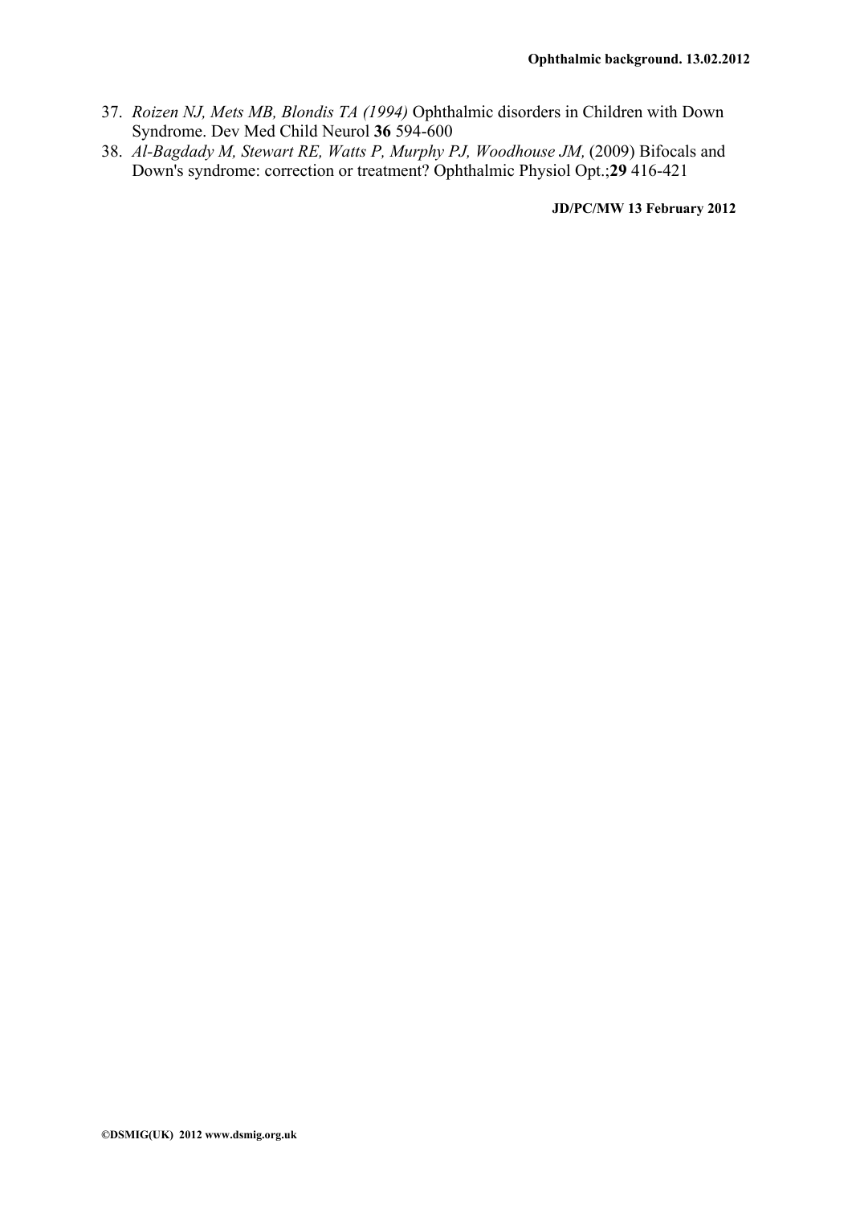37. *Roizen NJ, Mets MB, Blondis TA (1994)* Ophthalmic disorders in Children with Down Syndrome. Dev Med Child Neurol **36** 594-600
38. *Al-Bagdady M, Stewart RE, Watts P, Murphy PJ, Woodhouse JM,* (2009) Bifocals and Down's syndrome: correction or treatment? Ophthalmic Physiol Opt.;**29** 416-421

**JD/PC/MW 13 February 2012**